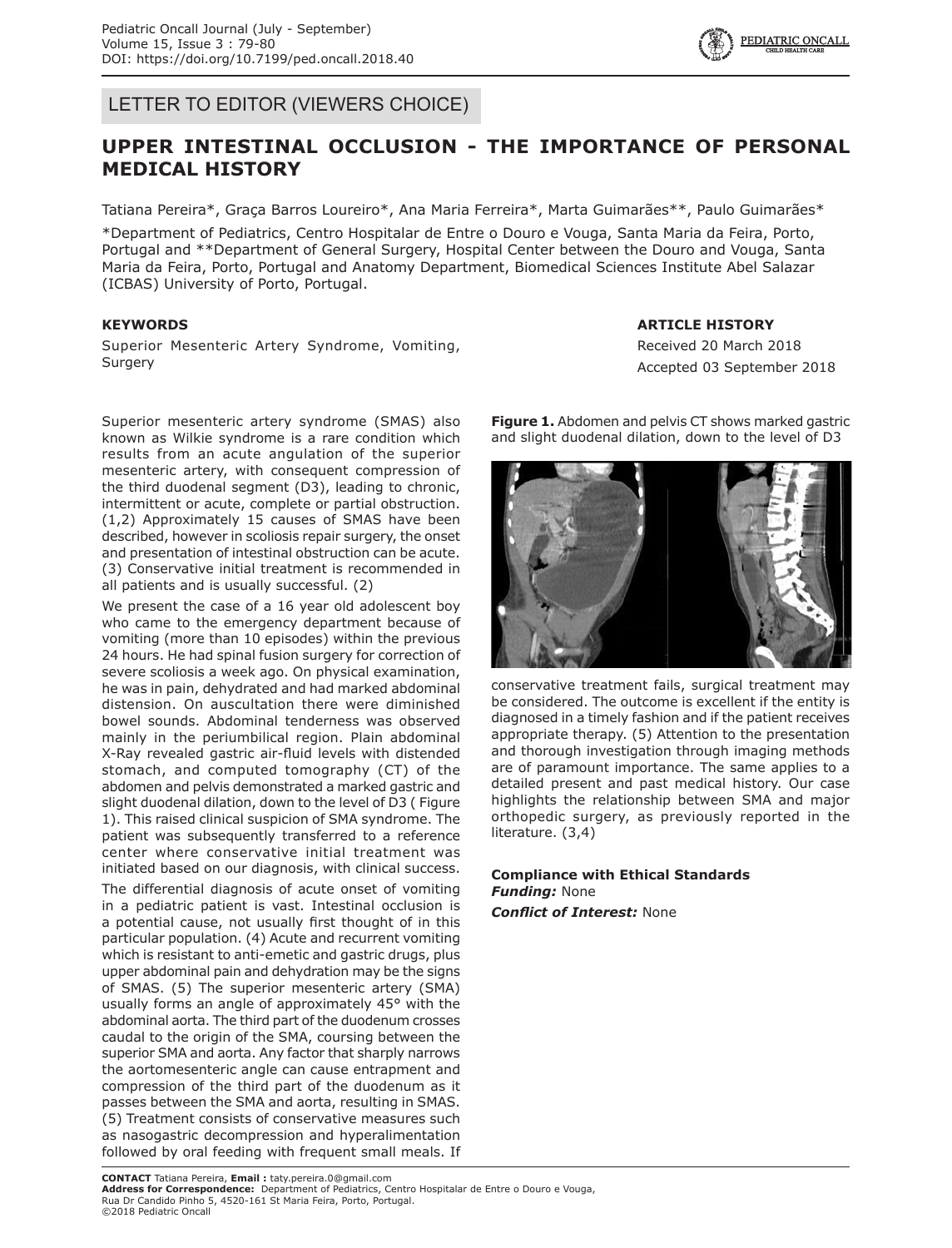LETTER TO EDITOR (VIEWERS CHOICE)

# UPPER INTESTINAL OCCLUSION - THE IMPORTANCE OF PERSONAL MEDICAL HISTORY

Tatiana Pereira*, Graça Barros Loureiro*, Ana Maria Ferreira*, Marta Guimarães**, Paulo Guimarães*

*Department of Pediatrics, Centro Hospitalar de Entre o Douro e Vouga, Santa Maria da Feira, Porto, Portugal and **Department of General Surgery, Hospital Center between the Douro and Vouga, Santa Maria da Feira, Porto, Portugal and Anatomy Department, Biomedical Sciences Institute Abel Salazar (ICBAS) University of Porto, Portugal.

**KEYWORDS**

Superior Mesenteric Artery Syndrome, Vomiting, Surgery

**ARTICLE HISTORY**

Received 20 March 2018

Accepted 03 September 2018

Superior mesenteric artery syndrome (SMAS) also known as Wilkie syndrome is a rare condition which results from an acute angulation of the superior mesenteric artery, with consequent compression of the third duodenal segment (D3), leading to chronic, intermittent or acute, complete or partial obstruction. (1,2) Approximately 15 causes of SMAS have been described, however in scoliosis repair surgery, the onset and presentation of intestinal obstruction can be acute. (3) Conservative initial treatment is recommended in all patients and is usually successful. (2)

We present the case of a 16 year old adolescent boy who came to the emergency department because of vomiting (more than 10 episodes) within the previous 24 hours. He had spinal fusion surgery for correction of severe scoliosis a week ago. On physical examination, he was in pain, dehydrated and had marked abdominal distension. On auscultation there were diminished bowel sounds. Abdominal tenderness was observed mainly in the periumbilical region. Plain abdominal X-Ray revealed gastric air-fluid levels with distended stomach, and computed tomography (CT) of the abdomen and pelvis demonstrated a marked gastric and slight duodenal dilation, down to the level of D3 ( Figure 1). This raised clinical suspicion of SMA syndrome. The patient was subsequently transferred to a reference center where conservative initial treatment was initiated based on our diagnosis, with clinical success.

The differential diagnosis of acute onset of vomiting in a pediatric patient is vast. Intestinal occlusion is a potential cause, not usually first thought of in this particular population. (4) Acute and recurrent vomiting which is resistant to anti-emetic and gastric drugs, plus upper abdominal pain and dehydration may be the signs of SMAS. (5) The superior mesenteric artery (SMA) usually forms an angle of approximately 45° with the abdominal aorta. The third part of the duodenum crosses caudal to the origin of the SMA, coursing between the superior SMA and aorta. Any factor that sharply narrows the aortomesenteric angle can cause entrapment and compression of the third part of the duodenum as it passes between the SMA and aorta, resulting in SMAS. (5) Treatment consists of conservative measures such as nasogastric decompression and hyperalimentation followed by oral feeding with frequent small meals. If conservative treatment fails, surgical treatment may be considered. The outcome is excellent if the entity is diagnosed in a timely fashion and if the patient receives appropriate therapy. (5) Attention to the presentation and thorough investigation through imaging methods are of paramount importance. The same applies to a detailed present and past medical history. Our case highlights the relationship between SMA and major orthopedic surgery, as previously reported in the literature. (3,4)

**Figure 1.** Abdomen and pelvis CT shows marked gastric and slight duodenal dilation, down to the level of D3

**Compliance with Ethical Standards**

***Funding:*** None

***Conflict of Interest:*** None

**CONTACT** Tatiana Pereira, **Email :** taty.pereira.0@gmail.com

**Address for Correspondence:** Department of Pediatrics, Centro Hospitalar de Entre o Douro e Vouga, Rua Dr Candido Pinho 5, 4520-161 St Maria Feira, Porto, Portugal.

©2018 Pediatric Oncall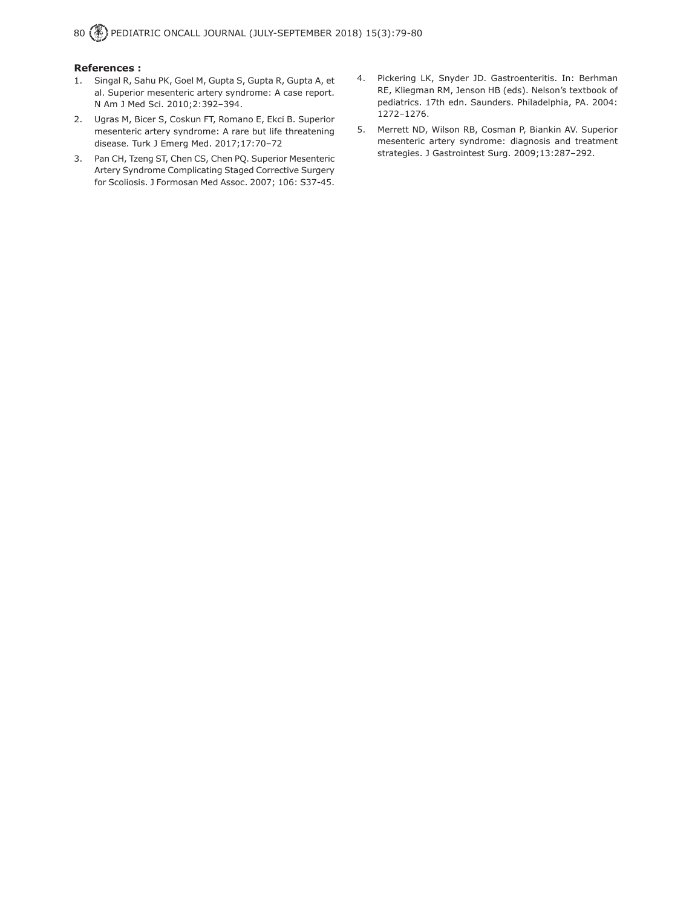**References :**

1. Singal R, Sahu PK, Goel M, Gupta S, Gupta R, Gupta A, et al. Superior mesenteric artery syndrome: A case report. N Am J Med Sci. 2010;2:392–394.
2. Ugras M, Bicer S, Coskun FT, Romano E, Ekci B. Superior mesenteric artery syndrome: A rare but life threatening disease. Turk J Emerg Med. 2017;17:70–72
3. Pan CH, Tzeng ST, Chen CS, Chen PQ. Superior Mesenteric Artery Syndrome Complicating Staged Corrective Surgery for Scoliosis. J Formosan Med Assoc. 2007; 106: S37-45.
4. Pickering LK, Snyder JD. Gastroenteritis. In: Berhman RE, Kliegman RM, Jenson HB (eds). Nelson's textbook of pediatrics. 17th edn. Saunders. Philadelphia, PA. 2004: 1272–1276.
5. Merrett ND, Wilson RB, Cosman P, Biankin AV. Superior mesenteric artery syndrome: diagnosis and treatment strategies. J Gastrointest Surg. 2009;13:287–292.